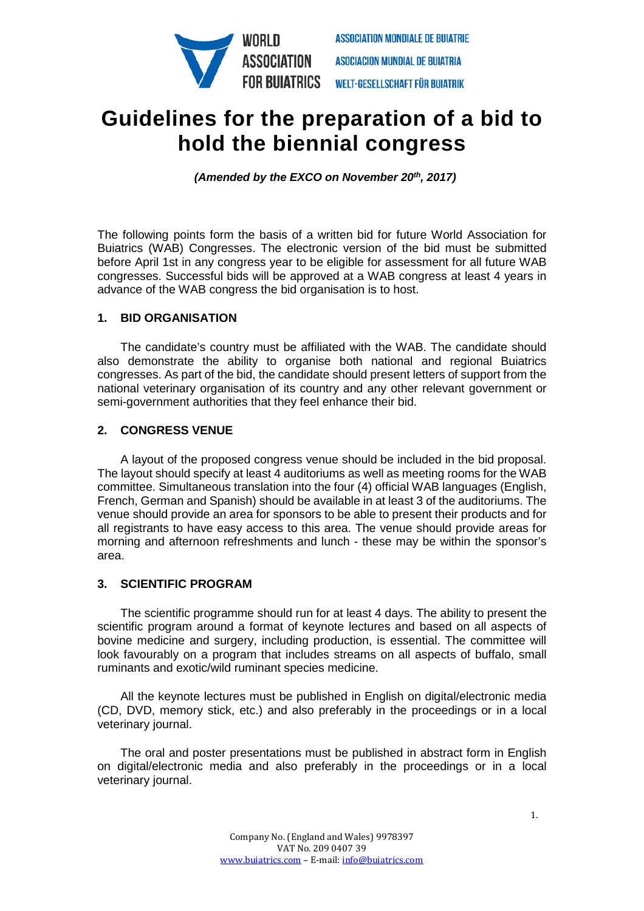WORLD ASSOCIATION FOR BUIATRICS

ASSOCIATION MONDIALE DE BUIATRIE
ASOCIACION MUNDIAL DE BUIATRIA
WELT-GESELLSCHAFT FÜR BUIATRIK

# Guidelines for the preparation of a bid to hold the biennial congress

***(Amended by the EXCO on November 20th, 2017)***

The following points form the basis of a written bid for future World Association for Buiatrics (WAB) Congresses. The electronic version of the bid must be submitted before April 1st in any congress year to be eligible for assessment for all future WAB congresses. Successful bids will be approved at a WAB congress at least 4 years in advance of the WAB congress the bid organisation is to host.

## 1. BID ORGANISATION

The candidate's country must be affiliated with the WAB. The candidate should also demonstrate the ability to organise both national and regional Buiatrics congresses. As part of the bid, the candidate should present letters of support from the national veterinary organisation of its country and any other relevant government or semi-government authorities that they feel enhance their bid.

## 2. CONGRESS VENUE

A layout of the proposed congress venue should be included in the bid proposal. The layout should specify at least 4 auditoriums as well as meeting rooms for the WAB committee. Simultaneous translation into the four (4) official WAB languages (English, French, German and Spanish) should be available in at least 3 of the auditoriums. The venue should provide an area for sponsors to be able to present their products and for all registrants to have easy access to this area. The venue should provide areas for morning and afternoon refreshments and lunch - these may be within the sponsor's area.

## 3. SCIENTIFIC PROGRAM

The scientific programme should run for at least 4 days. The ability to present the scientific program around a format of keynote lectures and based on all aspects of bovine medicine and surgery, including production, is essential. The committee will look favourably on a program that includes streams on all aspects of buffalo, small ruminants and exotic/wild ruminant species medicine.

All the keynote lectures must be published in English on digital/electronic media (CD, DVD, memory stick, etc.) and also preferably in the proceedings or in a local veterinary journal.

The oral and poster presentations must be published in abstract form in English on digital/electronic media and also preferably in the proceedings or in a local veterinary journal.

Company No. (England and Wales) 9978397
VAT No. 209 0407 39
www.buiatrics.com – E-mail: info@buiatrics.com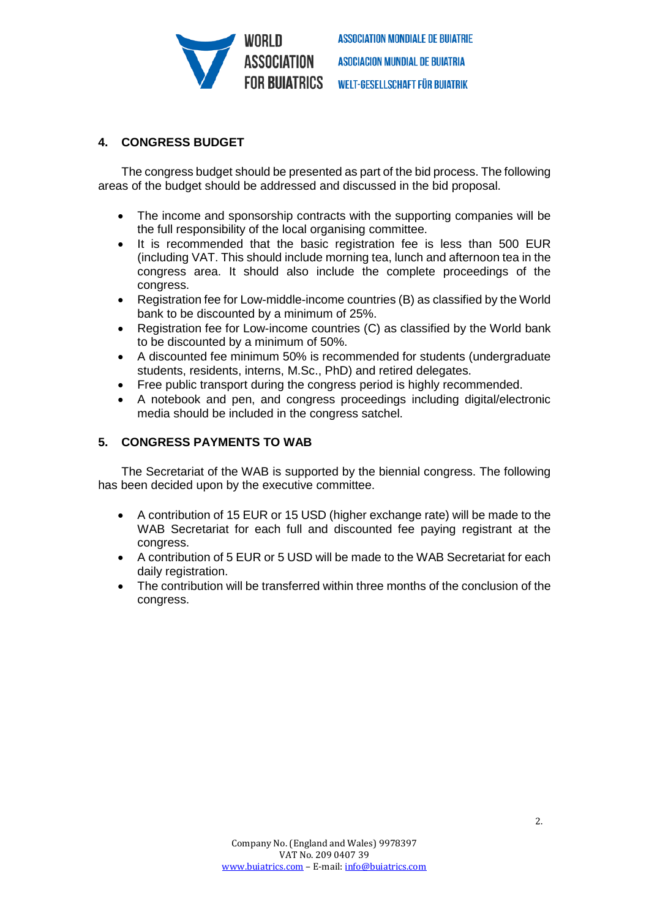## 4. CONGRESS BUDGET

The congress budget should be presented as part of the bid process. The following areas of the budget should be addressed and discussed in the bid proposal.

- The income and sponsorship contracts with the supporting companies will be the full responsibility of the local organising committee.
- It is recommended that the basic registration fee is less than 500 EUR (including VAT. This should include morning tea, lunch and afternoon tea in the congress area. It should also include the complete proceedings of the congress.
- Registration fee for Low-middle-income countries (B) as classified by the World bank to be discounted by a minimum of 25%.
- Registration fee for Low-income countries (C) as classified by the World bank to be discounted by a minimum of 50%.
- A discounted fee minimum 50% is recommended for students (undergraduate students, residents, interns, M.Sc., PhD) and retired delegates.
- Free public transport during the congress period is highly recommended.
- A notebook and pen, and congress proceedings including digital/electronic media should be included in the congress satchel.

## 5. CONGRESS PAYMENTS TO WAB

The Secretariat of the WAB is supported by the biennial congress. The following has been decided upon by the executive committee.

- A contribution of 15 EUR or 15 USD (higher exchange rate) will be made to the WAB Secretariat for each full and discounted fee paying registrant at the congress.
- A contribution of 5 EUR or 5 USD will be made to the WAB Secretariat for each daily registration.
- The contribution will be transferred within three months of the conclusion of the congress.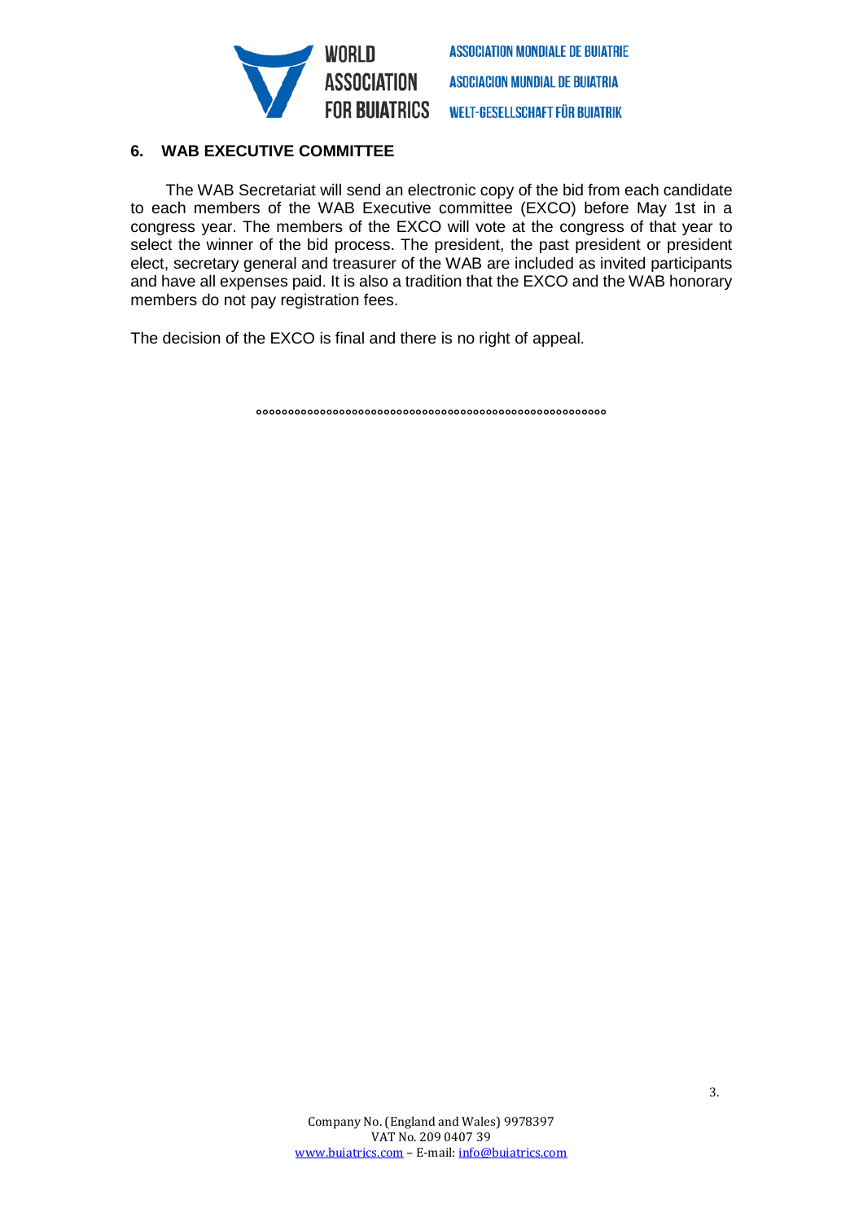## 6. WAB EXECUTIVE COMMITTEE

The WAB Secretariat will send an electronic copy of the bid from each candidate to each members of the WAB Executive committee (EXCO) before May 1st in a congress year. The members of the EXCO will vote at the congress of that year to select the winner of the bid process. The president, the past president or president elect, secretary general and treasurer of the WAB are included as invited participants and have all expenses paid. It is also a tradition that the EXCO and the WAB honorary members do not pay registration fees.

The decision of the EXCO is final and there is no right of appeal.

°°°°°°°°°°°°°°°°°°°°°°°°°°°°°°°°°°°°°°°°°°°°°°°°°°°°°°°°°°°°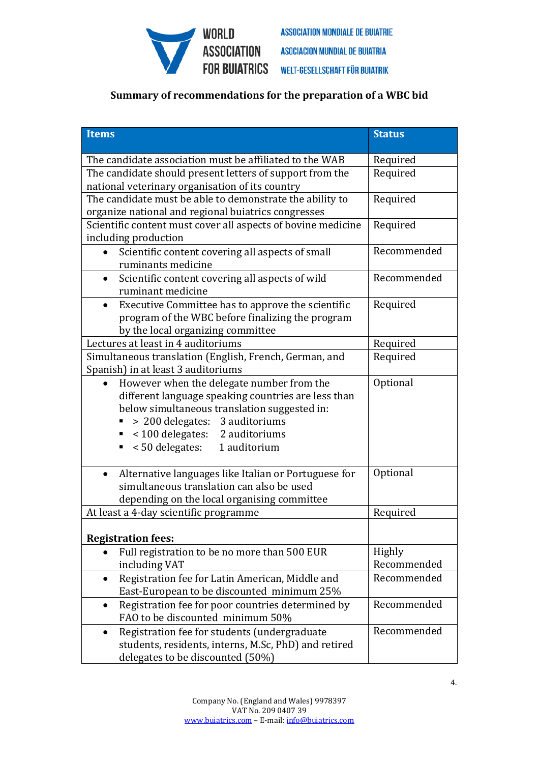WORLD ASSOCIATION FOR BUIATRICS

ASSOCIATION MONDIALE DE BUIATRIE
ASOCIACION MUNDIAL DE BUIATRIA
WELT-GESELLSCHAFT FÜR BUIATRIK

**Summary of recommendations for the preparation of a WBC bid**

| Items | Status |
|---|---|
| The candidate association must be affiliated to the WAB | Required |
| The candidate should present letters of support from the national veterinary organisation of its country | Required |
| The candidate must be able to demonstrate the ability to organize national and regional buiatrics congresses | Required |
| Scientific content must cover all aspects of bovine medicine including production | Required |
| • Scientific content covering all aspects of small ruminants medicine | Recommended |
| • Scientific content covering all aspects of wild ruminant medicine | Recommended |
| • Executive Committee has to approve the scientific program of the WBC before finalizing the program by the local organizing committee | Required |
| Lectures at least in 4 auditoriums | Required |
| Simultaneous translation (English, French, German, and Spanish) in at least 3 auditoriums | Required |
| • However when the delegate number from the different language speaking countries are less than below simultaneous translation suggested in: ▪ ≥ 200 delegates: 3 auditoriums ▪ < 100 delegates: 2 auditoriums ▪ < 50 delegates: 1 auditorium | Optional |
| • Alternative languages like Italian or Portuguese for simultaneous translation can also be used depending on the local organising committee | Optional |
| At least a 4-day scientific programme | Required |
| **Registration fees:** | |
| • Full registration to be no more than 500 EUR including VAT | Highly Recommended |
| • Registration fee for Latin American, Middle and East-European to be discounted minimum 25% | Recommended |
| • Registration fee for poor countries determined by FAO to be discounted minimum 50% | Recommended |
| • Registration fee for students (undergraduate students, residents, interns, M.Sc, PhD) and retired delegates to be discounted (50%) | Recommended |

Company No. (England and Wales) 9978397
VAT No. 209 0407 39
www.buiatrics.com – E-mail: info@buiatrics.com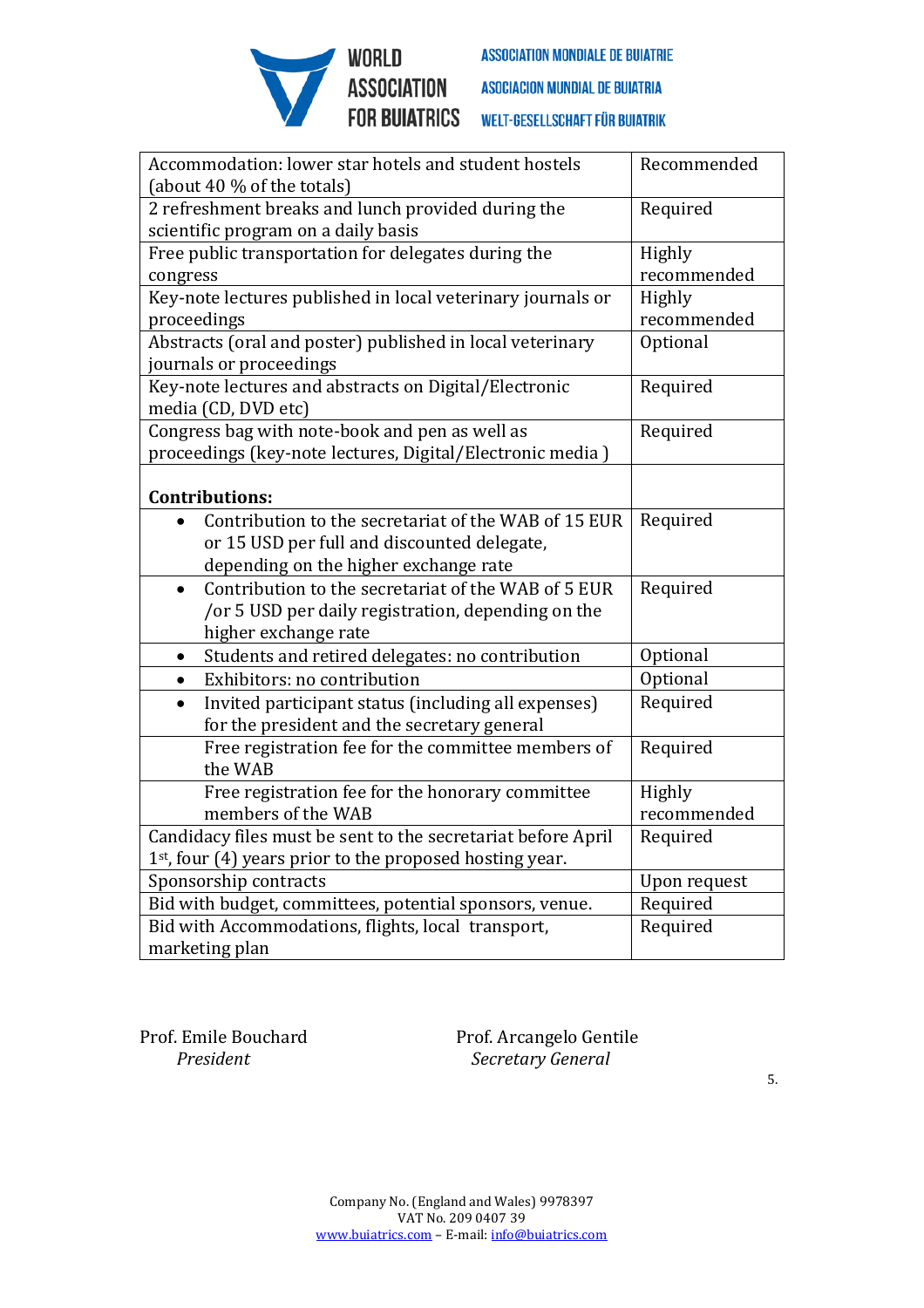| | |
|---|---|
| Accommodation: lower star hotels and student hostels (about 40 % of the totals) | Recommended |
| 2 refreshment breaks and lunch provided during the scientific program on a daily basis | Required |
| Free public transportation for delegates during the congress | Highly recommended |
| Key-note lectures published in local veterinary journals or proceedings | Highly recommended |
| Abstracts (oral and poster) published in local veterinary journals or proceedings | Optional |
| Key-note lectures and abstracts on Digital/Electronic media (CD, DVD etc) | Required |
| Congress bag with note-book and pen as well as proceedings (key-note lectures, Digital/Electronic media ) | Required |
| **Contributions:** | |
| • Contribution to the secretariat of the WAB of 15 EUR or 15 USD per full and discounted delegate, depending on the higher exchange rate | Required |
| • Contribution to the secretariat of the WAB of 5 EUR /or 5 USD per daily registration, depending on the higher exchange rate | Required |
| • Students and retired delegates: no contribution | Optional |
| • Exhibitors: no contribution | Optional |
| • Invited participant status (including all expenses) for the president and the secretary general | Required |
| Free registration fee for the committee members of the WAB | Required |
| Free registration fee for the honorary committee members of the WAB | Highly recommended |
| Candidacy files must be sent to the secretariat before April 1st, four (4) years prior to the proposed hosting year. | Required |
| Sponsorship contracts | Upon request |
| Bid with budget, committees, potential sponsors, venue. | Required |
| Bid with Accommodations, flights, local transport, marketing plan | Required |

Prof. Emile Bouchard
*President*

Prof. Arcangelo Gentile
*Secretary General*